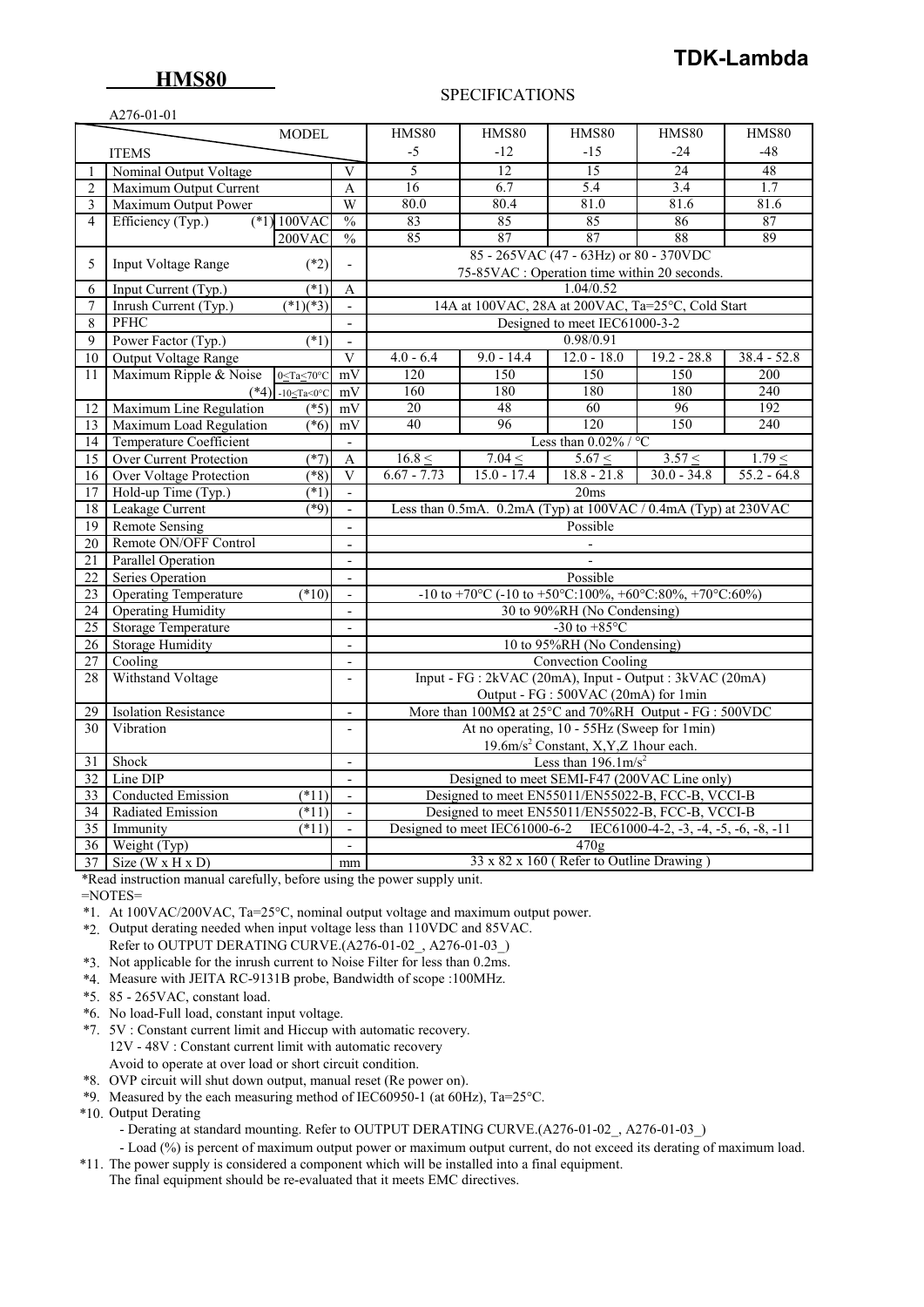# TDK-Lambda

## HMS80

SPECIFICATIONS

A276-01-01

| | ITEMS / MODEL | | | HMS80 -5 | HMS80 -12 | HMS80 -15 | HMS80 -24 | HMS80 -48 |
|---|---|---|---|---|---|---|---|---|
| 1 | Nominal Output Voltage | | V | 5 | 12 | 15 | 24 | 48 |
| 2 | Maximum Output Current | | A | 16 | 6.7 | 5.4 | 3.4 | 1.7 |
| 3 | Maximum Output Power | | W | 80.0 | 80.4 | 81.0 | 81.6 | 81.6 |
| 4 | Efficiency (Typ.) (*1) | 100VAC | % | 83 | 85 | 85 | 86 | 87 |
| | | 200VAC | % | 85 | 87 | 87 | 88 | 89 |
| 5 | Input Voltage Range (*2) | | - | 85 - 265VAC (47 - 63Hz) or 80 - 370VDC<br>75-85VAC : Operation time within 20 seconds. | | | | |
| 6 | Input Current (Typ.) (*1) | | A | 1.04/0.52 | | | | |
| 7 | Inrush Current (Typ.) (*1)(*3) | | - | 14A at 100VAC, 28A at 200VAC, Ta=25°C, Cold Start | | | | |
| 8 | PFHC | | - | Designed to meet IEC61000-3-2 | | | | |
| 9 | Power Factor (Typ.) (*1) | | - | 0.98/0.91 | | | | |
| 10 | Output Voltage Range | | V | 4.0 - 6.4 | 9.0 - 14.4 | 12.0 - 18.0 | 19.2 - 28.8 | 38.4 - 52.8 |
| 11 | Maximum Ripple & Noise | 0≤Ta≤70°C | mV | 120 | 150 | 150 | 150 | 200 |
| | (*4) | -10≤Ta<0°C | mV | 160 | 180 | 180 | 180 | 240 |
| 12 | Maximum Line Regulation (*5) | | mV | 20 | 48 | 60 | 96 | 192 |
| 13 | Maximum Load Regulation (*6) | | mV | 40 | 96 | 120 | 150 | 240 |
| 14 | Temperature Coefficient | | - | Less than 0.02% / °C | | | | |
| 15 | Over Current Protection (*7) | | A | 16.8 ≤ | 7.04 ≤ | 5.67 ≤ | 3.57 ≤ | 1.79 ≤ |
| 16 | Over Voltage Protection (*8) | | V | 6.67 - 7.73 | 15.0 - 17.4 | 18.8 - 21.8 | 30.0 - 34.8 | 55.2 - 64.8 |
| 17 | Hold-up Time (Typ.) (*1) | | - | 20ms | | | | |
| 18 | Leakage Current (*9) | | - | Less than 0.5mA. 0.2mA (Typ) at 100VAC / 0.4mA (Typ) at 230VAC | | | | |
| 19 | Remote Sensing | | - | Possible | | | | |
| 20 | Remote ON/OFF Control | | - | - | | | | |
| 21 | Parallel Operation | | - | - | | | | |
| 22 | Series Operation | | - | Possible | | | | |
| 23 | Operating Temperature (*10) | | - | -10 to +70°C (-10 to +50°C:100%, +60°C:80%, +70°C:60%) | | | | |
| 24 | Operating Humidity | | - | 30 to 90%RH (No Condensing) | | | | |
| 25 | Storage Temperature | | - | -30 to +85°C | | | | |
| 26 | Storage Humidity | | - | 10 to 95%RH (No Condensing) | | | | |
| 27 | Cooling | | - | Convection Cooling | | | | |
| 28 | Withstand Voltage | | - | Input - FG : 2kVAC (20mA), Input - Output : 3kVAC (20mA)<br>Output - FG : 500VAC (20mA) for 1min | | | | |
| 29 | Isolation Resistance | | - | More than 100MΩ at 25°C and 70%RH Output - FG : 500VDC | | | | |
| 30 | Vibration | | - | At no operating, 10 - 55Hz (Sweep for 1min)<br>19.6m/s² Constant, X,Y,Z 1hour each. | | | | |
| 31 | Shock | | - | Less than 196.1m/s² | | | | |
| 32 | Line DIP | | - | Designed to meet SEMI-F47 (200VAC Line only) | | | | |
| 33 | Conducted Emission (*11) | | - | Designed to meet EN55011/EN55022-B, FCC-B, VCCI-B | | | | |
| 34 | Radiated Emission (*11) | | - | Designed to meet EN55011/EN55022-B, FCC-B, VCCI-B | | | | |
| 35 | Immunity (*11) | | - | Designed to meet IEC61000-6-2 IEC61000-4-2, -3, -4, -5, -6, -8, -11 | | | | |
| 36 | Weight (Typ) | | - | 470g | | | | |
| 37 | Size (W x H x D) | | mm | 33 x 82 x 160 ( Refer to Outline Drawing ) | | | | |

*Read instruction manual carefully, before using the power supply unit.

=NOTES=

*1. At 100VAC/200VAC, Ta=25°C, nominal output voltage and maximum output power.

*2. Output derating needed when input voltage less than 110VDC and 85VAC.
Refer to OUTPUT DERATING CURVE.(A276-01-02_, A276-01-03_)

*3. Not applicable for the inrush current to Noise Filter for less than 0.2ms.

*4. Measure with JEITA RC-9131B probe, Bandwidth of scope :100MHz.

*5. 85 - 265VAC, constant load.

*6. No load-Full load, constant input voltage.

*7. 5V : Constant current limit and Hiccup with automatic recovery.
12V - 48V : Constant current limit with automatic recovery
Avoid to operate at over load or short circuit condition.

*8. OVP circuit will shut down output, manual reset (Re power on).

*9. Measured by the each measuring method of IEC60950-1 (at 60Hz), Ta=25°C.

*10. Output Derating
- Derating at standard mounting. Refer to OUTPUT DERATING CURVE.(A276-01-02_, A276-01-03_)
- Load (%) is percent of maximum output power or maximum output current, do not exceed its derating of maximum load.

*11. The power supply is considered a component which will be installed into a final equipment.
The final equipment should be re-evaluated that it meets EMC directives.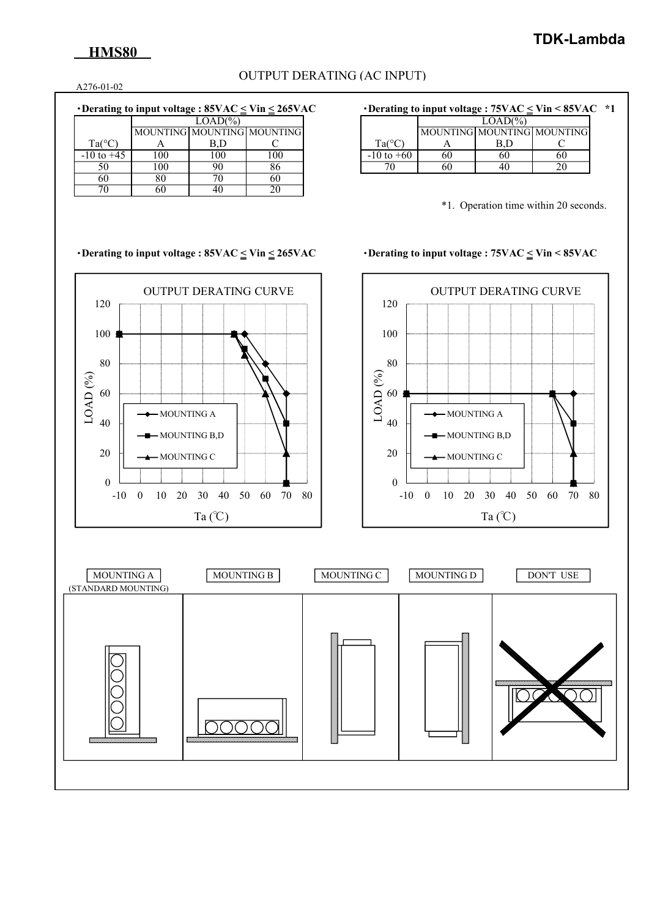**HMS80**

TDK-Lambda

## OUTPUT DERATING (AC INPUT)

A276-01-02

・**Derating to input voltage : 85VAC ≤ Vin ≤ 265VAC**

| Ta(°C) | LOAD(%) MOUNTING A | MOUNTING B,D | MOUNTING C |
|---|---|---|---|
| -10 to +45 | 100 | 100 | 100 |
| 50 | 100 | 90 | 86 |
| 60 | 80 | 70 | 60 |
| 70 | 60 | 40 | 20 |

・**Derating to input voltage : 75VAC ≤ Vin < 85VAC *1**

| Ta(°C) | LOAD(%) MOUNTING A | MOUNTING B,D | MOUNTING C |
|---|---|---|---|
| -10 to +60 | 60 | 60 | 60 |
| 70 | 60 | 40 | 20 |

*1. Operation time within 20 seconds.

・**Derating to input voltage : 85VAC ≤ Vin ≤ 265VAC**

OUTPUT DERATING CURVE

LOAD (%) / Ta (℃)

MOUNTING A, MOUNTING B,D, MOUNTING C

・**Derating to input voltage : 75VAC ≤ Vin < 85VAC**

OUTPUT DERATING CURVE

LOAD (%) / Ta (℃)

MOUNTING A, MOUNTING B,D, MOUNTING C

MOUNTING A (STANDARD MOUNTING) | MOUNTING B | MOUNTING C | MOUNTING D | DON'T USE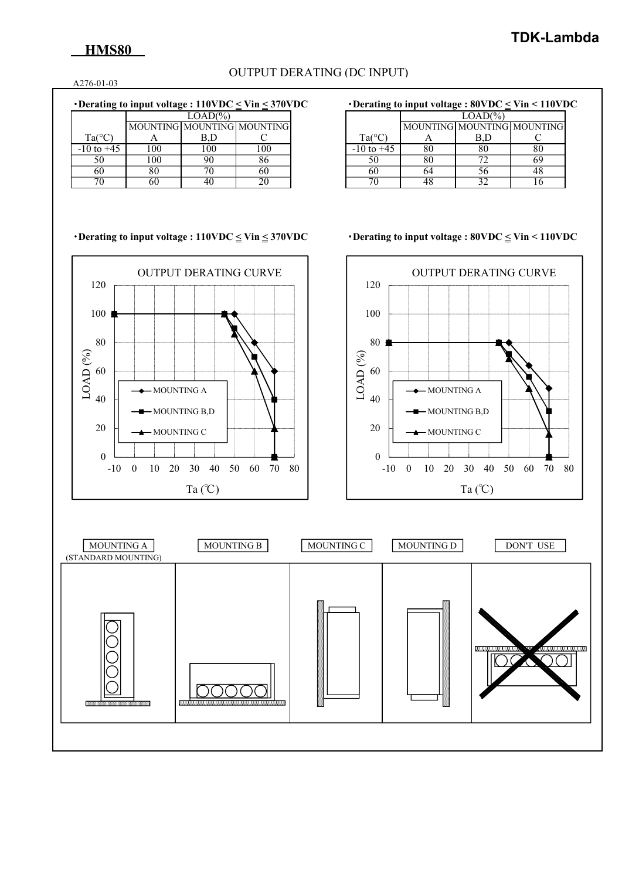# HMS80

TDK-Lambda

## OUTPUT DERATING (DC INPUT)

A276-01-03

・Derating to input voltage : 110VDC ≤ Vin ≤ 370VDC

| | LOAD(%) | | |
|---|---|---|---|
| Ta(°C) | MOUNTING A | MOUNTING B,D | MOUNTING C |
| -10 to +45 | 100 | 100 | 100 |
| 50 | 100 | 90 | 86 |
| 60 | 80 | 70 | 60 |
| 70 | 60 | 40 | 20 |

・Derating to input voltage : 80VDC ≤ Vin < 110VDC

| | LOAD(%) | | |
|---|---|---|---|
| Ta(°C) | MOUNTING A | MOUNTING B,D | MOUNTING C |
| -10 to +45 | 80 | 80 | 80 |
| 50 | 80 | 72 | 69 |
| 60 | 64 | 56 | 48 |
| 70 | 48 | 32 | 16 |

・Derating to input voltage : 110VDC ≤ Vin ≤ 370VDC

OUTPUT DERATING CURVE

LOAD (%)

Ta (℃)

MOUNTING A
MOUNTING B,D
MOUNTING C

・Derating to input voltage : 80VDC ≤ Vin < 110VDC

OUTPUT DERATING CURVE

LOAD (%)

Ta (℃)

MOUNTING A
MOUNTING B,D
MOUNTING C

MOUNTING A (STANDARD MOUNTING)

MOUNTING B

MOUNTING C

MOUNTING D

DON'T USE